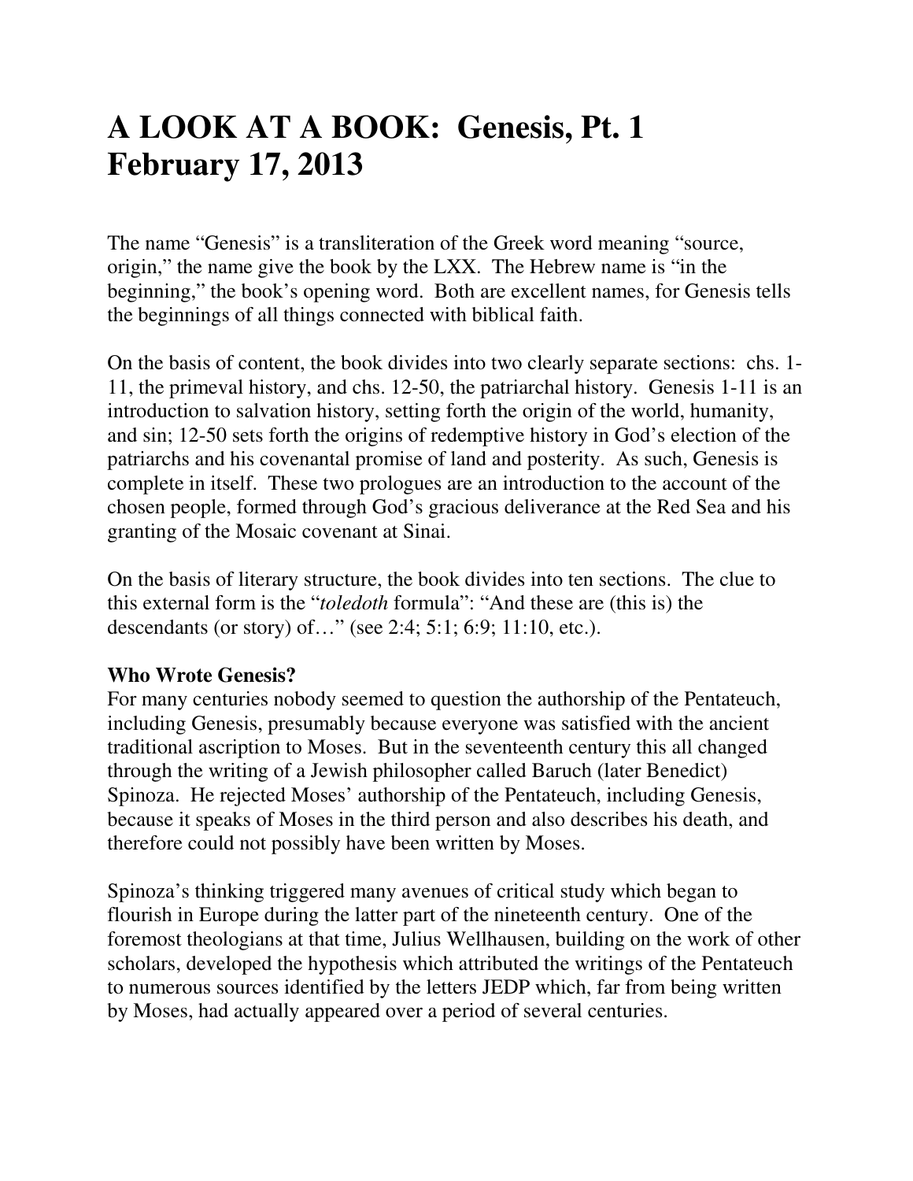# A LOOK AT A BOOK: Genesis, Pt. 1
# February 17, 2013

The name "Genesis" is a transliteration of the Greek word meaning "source, origin," the name give the book by the LXX. The Hebrew name is "in the beginning," the book's opening word. Both are excellent names, for Genesis tells the beginnings of all things connected with biblical faith.

On the basis of content, the book divides into two clearly separate sections: chs. 1-11, the primeval history, and chs. 12-50, the patriarchal history. Genesis 1-11 is an introduction to salvation history, setting forth the origin of the world, humanity, and sin; 12-50 sets forth the origins of redemptive history in God's election of the patriarchs and his covenantal promise of land and posterity. As such, Genesis is complete in itself. These two prologues are an introduction to the account of the chosen people, formed through God's gracious deliverance at the Red Sea and his granting of the Mosaic covenant at Sinai.

On the basis of literary structure, the book divides into ten sections. The clue to this external form is the "*toledoth* formula": "And these are (this is) the descendants (or story) of…" (see 2:4; 5:1; 6:9; 11:10, etc.).

**Who Wrote Genesis?**

For many centuries nobody seemed to question the authorship of the Pentateuch, including Genesis, presumably because everyone was satisfied with the ancient traditional ascription to Moses. But in the seventeenth century this all changed through the writing of a Jewish philosopher called Baruch (later Benedict) Spinoza. He rejected Moses' authorship of the Pentateuch, including Genesis, because it speaks of Moses in the third person and also describes his death, and therefore could not possibly have been written by Moses.

Spinoza's thinking triggered many avenues of critical study which began to flourish in Europe during the latter part of the nineteenth century. One of the foremost theologians at that time, Julius Wellhausen, building on the work of other scholars, developed the hypothesis which attributed the writings of the Pentateuch to numerous sources identified by the letters JEDP which, far from being written by Moses, had actually appeared over a period of several centuries.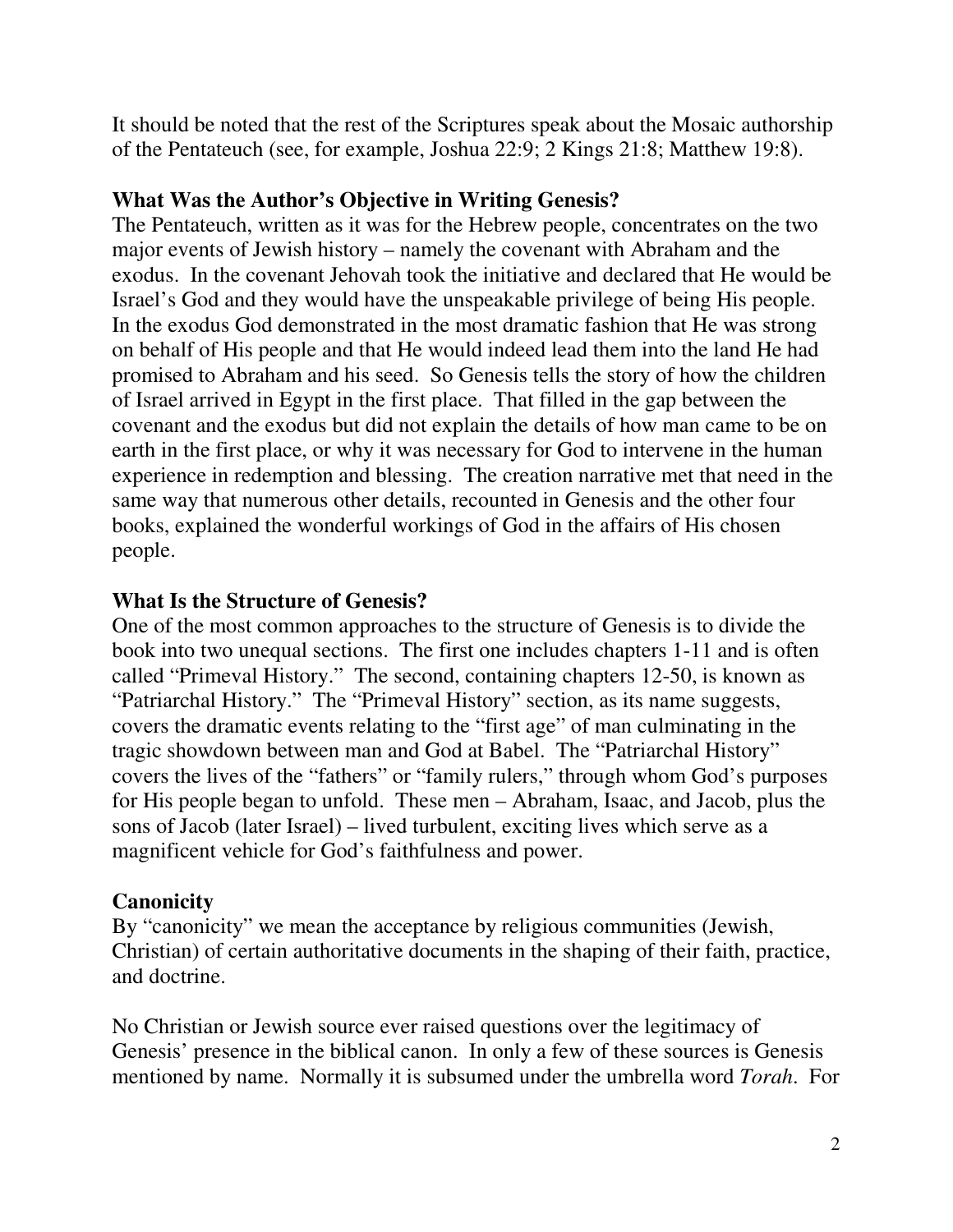It should be noted that the rest of the Scriptures speak about the Mosaic authorship of the Pentateuch (see, for example, Joshua 22:9; 2 Kings 21:8; Matthew 19:8).

### What Was the Author's Objective in Writing Genesis?

The Pentateuch, written as it was for the Hebrew people, concentrates on the two major events of Jewish history – namely the covenant with Abraham and the exodus. In the covenant Jehovah took the initiative and declared that He would be Israel's God and they would have the unspeakable privilege of being His people. In the exodus God demonstrated in the most dramatic fashion that He was strong on behalf of His people and that He would indeed lead them into the land He had promised to Abraham and his seed. So Genesis tells the story of how the children of Israel arrived in Egypt in the first place. That filled in the gap between the covenant and the exodus but did not explain the details of how man came to be on earth in the first place, or why it was necessary for God to intervene in the human experience in redemption and blessing. The creation narrative met that need in the same way that numerous other details, recounted in Genesis and the other four books, explained the wonderful workings of God in the affairs of His chosen people.

### What Is the Structure of Genesis?

One of the most common approaches to the structure of Genesis is to divide the book into two unequal sections. The first one includes chapters 1-11 and is often called "Primeval History." The second, containing chapters 12-50, is known as "Patriarchal History." The "Primeval History" section, as its name suggests, covers the dramatic events relating to the "first age" of man culminating in the tragic showdown between man and God at Babel. The "Patriarchal History" covers the lives of the "fathers" or "family rulers," through whom God's purposes for His people began to unfold. These men – Abraham, Isaac, and Jacob, plus the sons of Jacob (later Israel) – lived turbulent, exciting lives which serve as a magnificent vehicle for God's faithfulness and power.

### Canonicity

By "canonicity" we mean the acceptance by religious communities (Jewish, Christian) of certain authoritative documents in the shaping of their faith, practice, and doctrine.

No Christian or Jewish source ever raised questions over the legitimacy of Genesis' presence in the biblical canon. In only a few of these sources is Genesis mentioned by name. Normally it is subsumed under the umbrella word *Torah*. For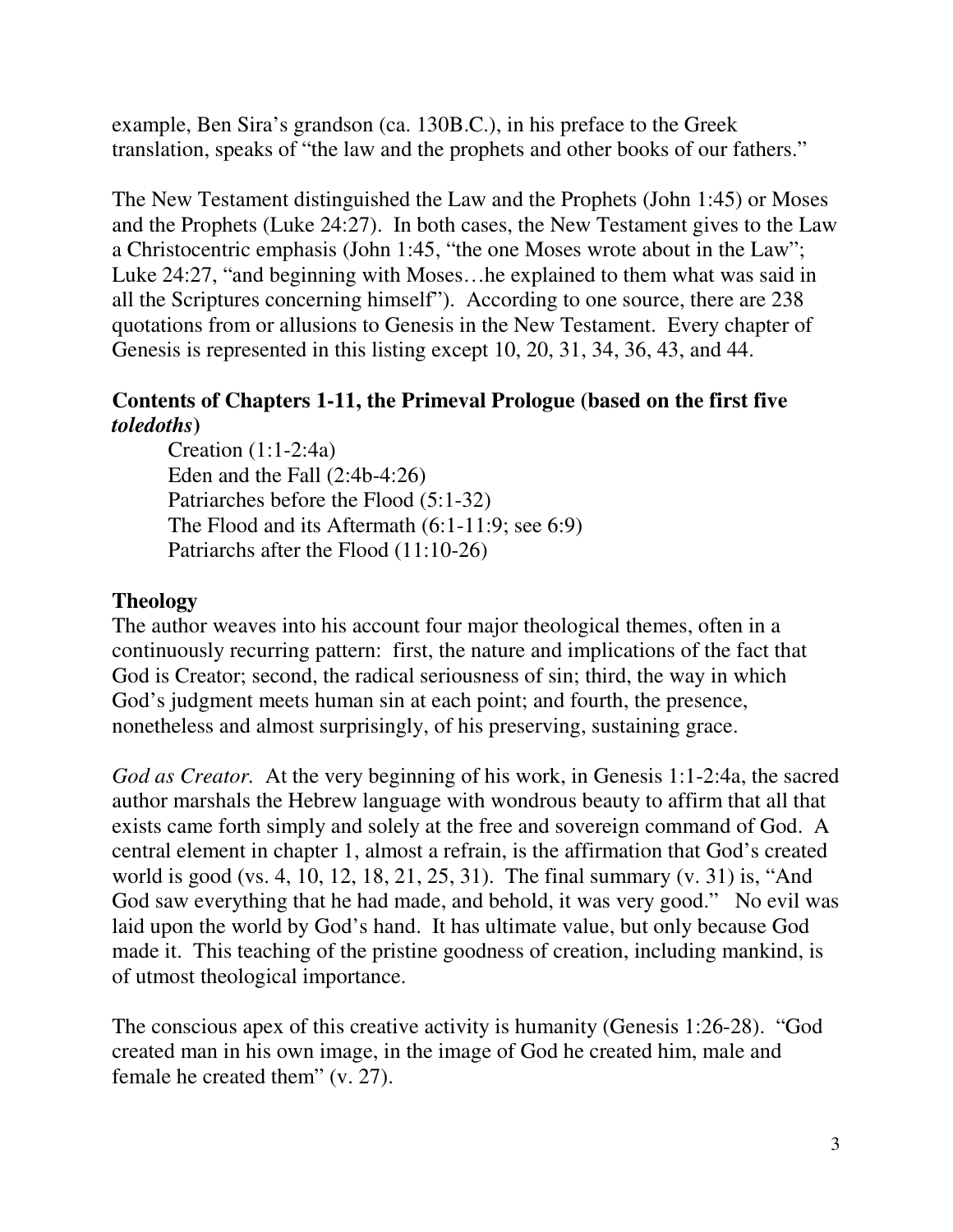example, Ben Sira's grandson (ca. 130B.C.), in his preface to the Greek translation, speaks of "the law and the prophets and other books of our fathers."

The New Testament distinguished the Law and the Prophets (John 1:45) or Moses and the Prophets (Luke 24:27). In both cases, the New Testament gives to the Law a Christocentric emphasis (John 1:45, "the one Moses wrote about in the Law"; Luke 24:27, "and beginning with Moses…he explained to them what was said in all the Scriptures concerning himself"). According to one source, there are 238 quotations from or allusions to Genesis in the New Testament. Every chapter of Genesis is represented in this listing except 10, 20, 31, 34, 36, 43, and 44.

**Contents of Chapters 1-11, the Primeval Prologue (based on the first five *toledoths*)**

Creation (1:1-2:4a)
Eden and the Fall (2:4b-4:26)
Patriarches before the Flood (5:1-32)
The Flood and its Aftermath (6:1-11:9; see 6:9)
Patriarchs after the Flood (11:10-26)

**Theology**

The author weaves into his account four major theological themes, often in a continuously recurring pattern: first, the nature and implications of the fact that God is Creator; second, the radical seriousness of sin; third, the way in which God's judgment meets human sin at each point; and fourth, the presence, nonetheless and almost surprisingly, of his preserving, sustaining grace.

*God as Creator.* At the very beginning of his work, in Genesis 1:1-2:4a, the sacred author marshals the Hebrew language with wondrous beauty to affirm that all that exists came forth simply and solely at the free and sovereign command of God. A central element in chapter 1, almost a refrain, is the affirmation that God's created world is good (vs. 4, 10, 12, 18, 21, 25, 31). The final summary (v. 31) is, "And God saw everything that he had made, and behold, it was very good." No evil was laid upon the world by God's hand. It has ultimate value, but only because God made it. This teaching of the pristine goodness of creation, including mankind, is of utmost theological importance.

The conscious apex of this creative activity is humanity (Genesis 1:26-28). "God created man in his own image, in the image of God he created him, male and female he created them" (v. 27).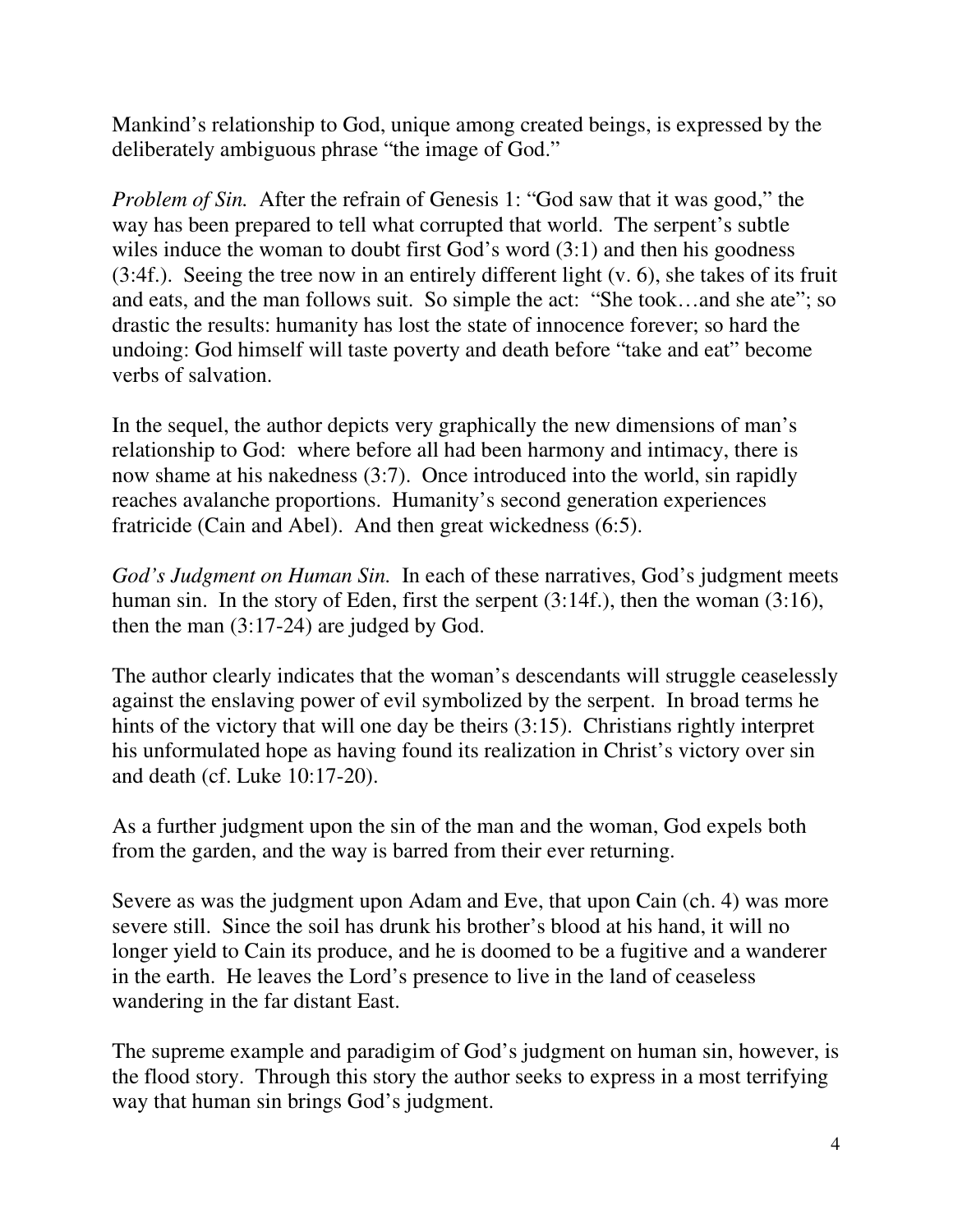Mankind's relationship to God, unique among created beings, is expressed by the deliberately ambiguous phrase "the image of God."

*Problem of Sin.* After the refrain of Genesis 1: "God saw that it was good," the way has been prepared to tell what corrupted that world. The serpent's subtle wiles induce the woman to doubt first God's word (3:1) and then his goodness (3:4f.). Seeing the tree now in an entirely different light (v. 6), she takes of its fruit and eats, and the man follows suit. So simple the act: "She took…and she ate"; so drastic the results: humanity has lost the state of innocence forever; so hard the undoing: God himself will taste poverty and death before "take and eat" become verbs of salvation.

In the sequel, the author depicts very graphically the new dimensions of man's relationship to God: where before all had been harmony and intimacy, there is now shame at his nakedness (3:7). Once introduced into the world, sin rapidly reaches avalanche proportions. Humanity's second generation experiences fratricide (Cain and Abel). And then great wickedness (6:5).

*God's Judgment on Human Sin.* In each of these narratives, God's judgment meets human sin. In the story of Eden, first the serpent (3:14f.), then the woman (3:16), then the man (3:17-24) are judged by God.

The author clearly indicates that the woman's descendants will struggle ceaselessly against the enslaving power of evil symbolized by the serpent. In broad terms he hints of the victory that will one day be theirs (3:15). Christians rightly interpret his unformulated hope as having found its realization in Christ's victory over sin and death (cf. Luke 10:17-20).

As a further judgment upon the sin of the man and the woman, God expels both from the garden, and the way is barred from their ever returning.

Severe as was the judgment upon Adam and Eve, that upon Cain (ch. 4) was more severe still. Since the soil has drunk his brother's blood at his hand, it will no longer yield to Cain its produce, and he is doomed to be a fugitive and a wanderer in the earth. He leaves the Lord's presence to live in the land of ceaseless wandering in the far distant East.

The supreme example and paradigim of God's judgment on human sin, however, is the flood story. Through this story the author seeks to express in a most terrifying way that human sin brings God's judgment.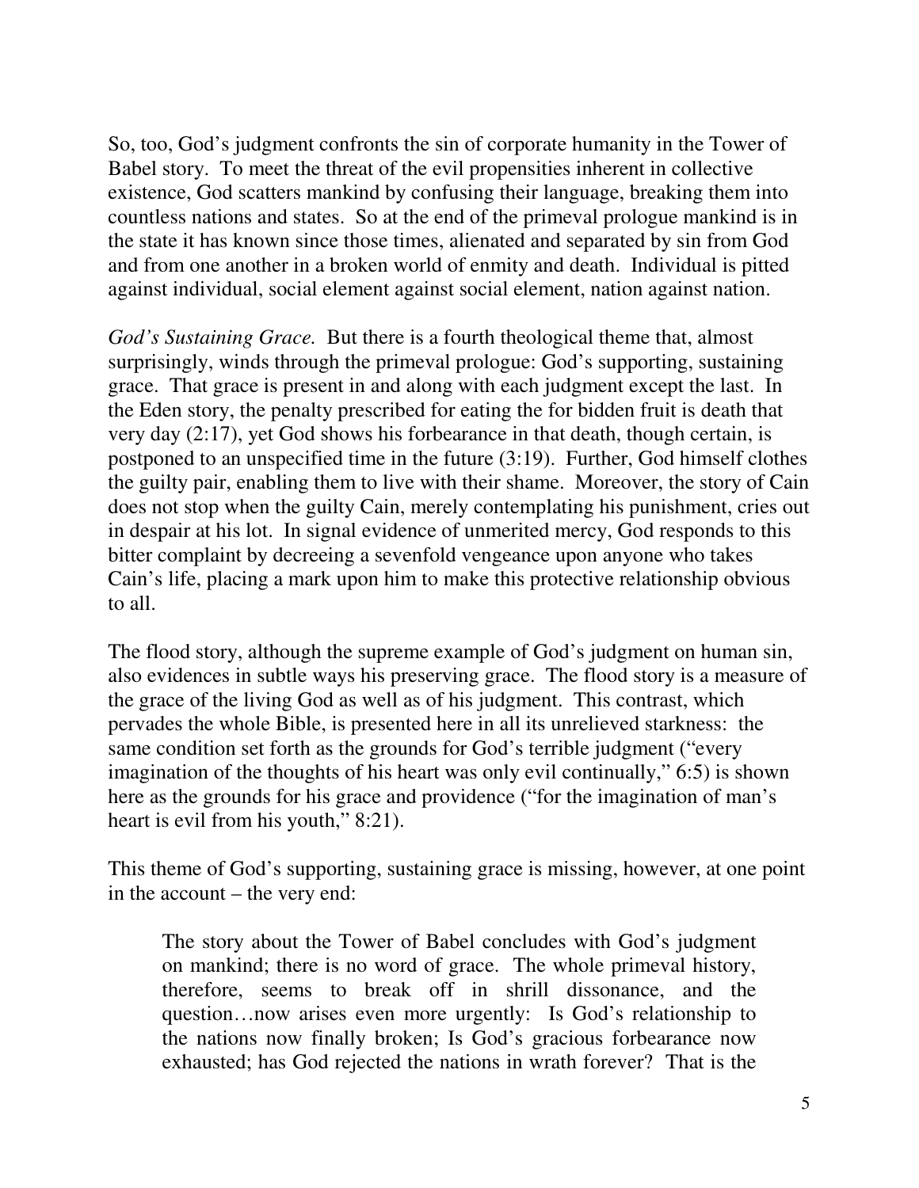So, too, God's judgment confronts the sin of corporate humanity in the Tower of Babel story. To meet the threat of the evil propensities inherent in collective existence, God scatters mankind by confusing their language, breaking them into countless nations and states. So at the end of the primeval prologue mankind is in the state it has known since those times, alienated and separated by sin from God and from one another in a broken world of enmity and death. Individual is pitted against individual, social element against social element, nation against nation.

*God's Sustaining Grace.* But there is a fourth theological theme that, almost surprisingly, winds through the primeval prologue: God's supporting, sustaining grace. That grace is present in and along with each judgment except the last. In the Eden story, the penalty prescribed for eating the for bidden fruit is death that very day (2:17), yet God shows his forbearance in that death, though certain, is postponed to an unspecified time in the future (3:19). Further, God himself clothes the guilty pair, enabling them to live with their shame. Moreover, the story of Cain does not stop when the guilty Cain, merely contemplating his punishment, cries out in despair at his lot. In signal evidence of unmerited mercy, God responds to this bitter complaint by decreeing a sevenfold vengeance upon anyone who takes Cain's life, placing a mark upon him to make this protective relationship obvious to all.

The flood story, although the supreme example of God's judgment on human sin, also evidences in subtle ways his preserving grace. The flood story is a measure of the grace of the living God as well as of his judgment. This contrast, which pervades the whole Bible, is presented here in all its unrelieved starkness: the same condition set forth as the grounds for God's terrible judgment ("every imagination of the thoughts of his heart was only evil continually," 6:5) is shown here as the grounds for his grace and providence ("for the imagination of man's heart is evil from his youth," 8:21).

This theme of God's supporting, sustaining grace is missing, however, at one point in the account – the very end:

> The story about the Tower of Babel concludes with God's judgment on mankind; there is no word of grace. The whole primeval history, therefore, seems to break off in shrill dissonance, and the question…now arises even more urgently: Is God's relationship to the nations now finally broken; Is God's gracious forbearance now exhausted; has God rejected the nations in wrath forever? That is the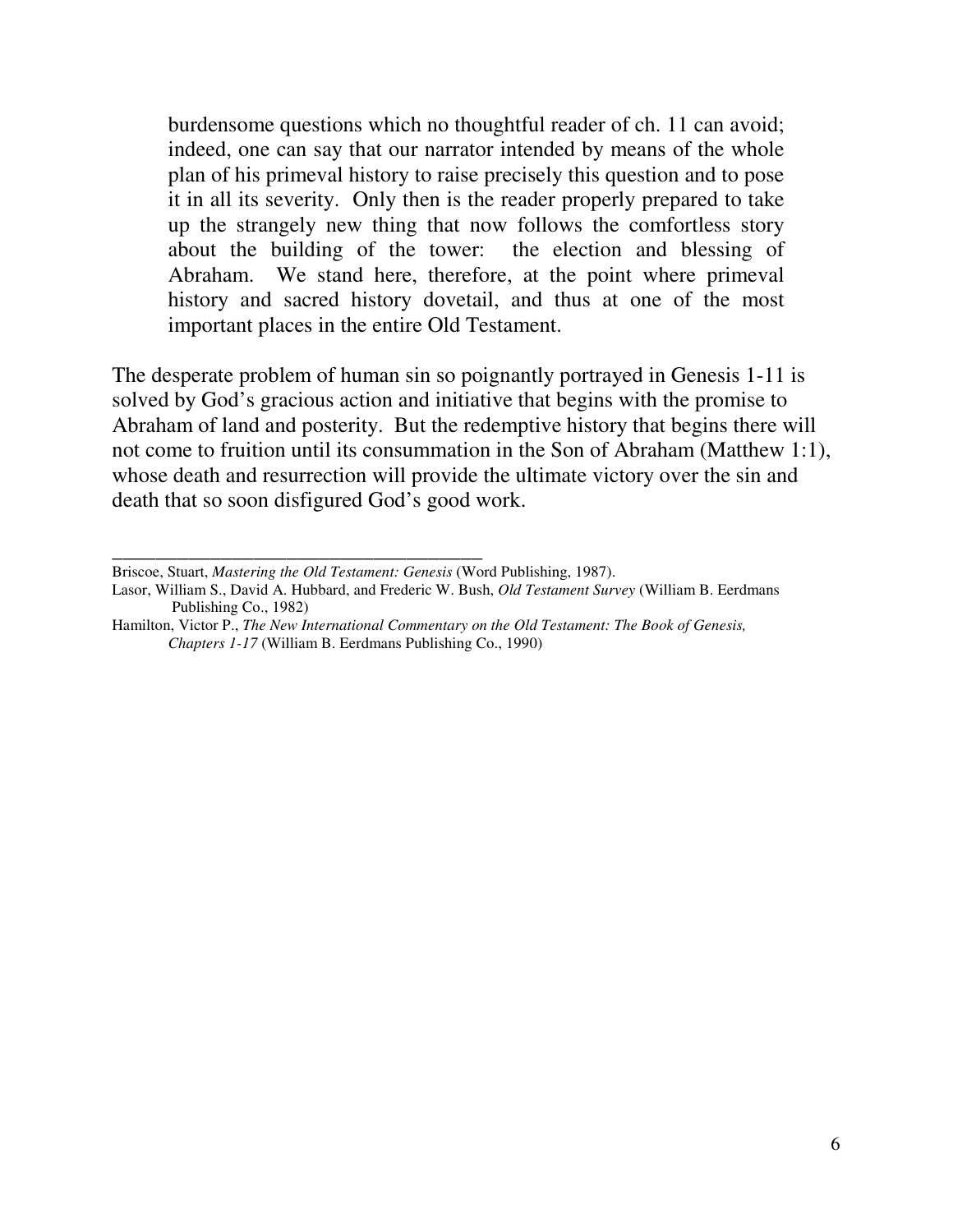> burdensome questions which no thoughtful reader of ch. 11 can avoid; indeed, one can say that our narrator intended by means of the whole plan of his primeval history to raise precisely this question and to pose it in all its severity. Only then is the reader properly prepared to take up the strangely new thing that now follows the comfortless story about the building of the tower: the election and blessing of Abraham. We stand here, therefore, at the point where primeval history and sacred history dovetail, and thus at one of the most important places in the entire Old Testament.

The desperate problem of human sin so poignantly portrayed in Genesis 1-11 is solved by God's gracious action and initiative that begins with the promise to Abraham of land and posterity. But the redemptive history that begins there will not come to fruition until its consummation in the Son of Abraham (Matthew 1:1), whose death and resurrection will provide the ultimate victory over the sin and death that so soon disfigured God's good work.

---

Briscoe, Stuart, *Mastering the Old Testament: Genesis* (Word Publishing, 1987).

Lasor, William S., David A. Hubbard, and Frederic W. Bush, *Old Testament Survey* (William B. Eerdmans Publishing Co., 1982)

Hamilton, Victor P., *The New International Commentary on the Old Testament: The Book of Genesis, Chapters 1-17* (William B. Eerdmans Publishing Co., 1990)